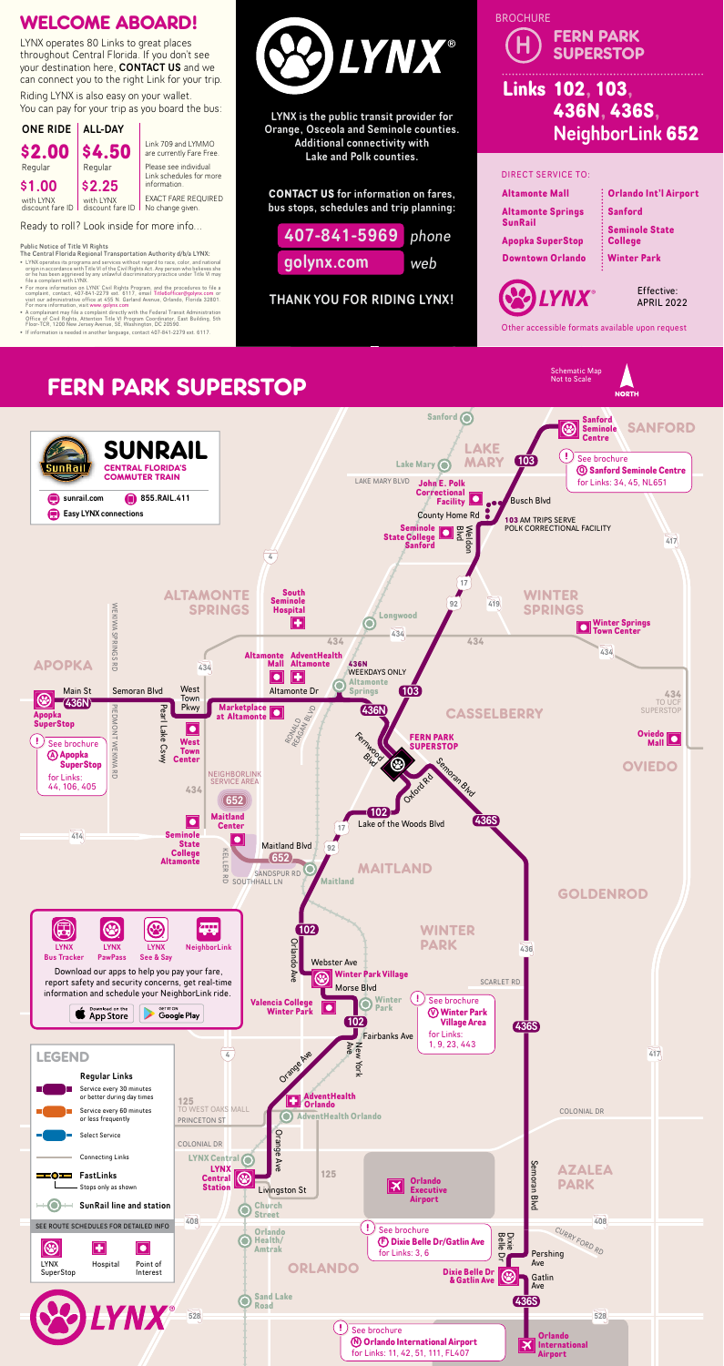# WELCOME ABOARD!

LYNX operates 80 Links to great places throughout Central Florida. If you don't see your destination here, **CONTACT US** and we can connect you to the right Link for your trip.

Riding LYNX is also easy on your wallet. You can pay for your trip as you board the bus:

| ONE RIDE | ALL-DAY | |
|---|---|---|
| **$2.00** Regular | **$4.50** Regular | Link 709 and LYMMO are currently Fare Free. |
| **$1.00** with LYNX discount fare ID | **$2.25** with LYNX discount fare ID | Please see individual Link schedules for more information. EXACT FARE REQUIRED No change given. |

Ready to roll? Look inside for more info...

**Public Notice of Title VI Rights**
**The Central Florida Regional Transportation Authority d/b/a LYNX:**

- LYNX operates its programs and services without regard to race, color, and national origin in accordance with Title VI of the Civil Rights Act. Any person who believes she or he has been aggrieved by any unlawful discriminatory practice under Title VI may file a complaint with LYNX.
- For more information on LYNX' Civil Rights Program, and the procedures to file a complaint, contact, 407-841-2279 ext. 6117, TitleVIofficer@golynx.com or visit our administrative office at 455 N. Garland Avenue, Orlando, Florida 32801. For more information, visit www.golynx.com
- A complainant may file a complaint directly with the Federal Transit Administration Office of Civil Rights, Attention Title VI Program Coordinator, East Building, 5th Floor-TCR, 1200 New Jersey Avenue, SE, Washington, DC 20590
- If information is needed in another language, contact 407-841-2279 ext. 6117.

# LYNX

LYNX is the public transit provider for Orange, Osceola and Seminole counties. Additional connectivity with Lake and Polk counties.

**CONTACT US** for information on fares, bus stops, schedules and trip planning:

**407-841-5969** *phone*

**golynx.com** *web*

THANK YOU FOR RIDING LYNX!

BROCHURE

# H FERN PARK SUPERSTOP

## Links 102, 103, 436N, 436S, NeighborLink 652

DIRECT SERVICE TO:

- **Altamonte Mall**
- **Altamonte Springs SunRail**
- **Apopka SuperStop**
- **Downtown Orlando**
- **Orlando Int'l Airport**
- **Sanford**
- **Seminole State College**
- **Winter Park**

Effective: APRIL 2022

Other accessible formats available upon request

# FERN PARK SUPERSTOP

Schematic Map Not to Scale

NORTH

**SUNRAIL** CENTRAL FLORIDA'S COMMUTER TRAIN

sunrail.com | 855.RAIL.411

Easy LYNX connections

See brochure **Q Sanford Seminole Centre** for Links: 34, 45, NL651

103 AM TRIPS SERVE POLK CORRECTIONAL FACILITY

436N WEEKDAYS ONLY

See brochure **A Apopka SuperStop** for Links: 44, 106, 405

NEIGHBORLINK SERVICE AREA

434 TO UCF SUPERSTOP

125 TO WEST OAKS MALL

See brochure **V Winter Park Village Area** for Links: 1, 9, 23, 443

See brochure **P Dixie Belle Dr/Gatlin Ave** for Links: 3, 6

See brochure **N Orlando International Airport** for Links: 11, 42, 51, 111, FL407

LYNX Bus Tracker | LYNX PawPass | LYNX See & Say | NeighborLink

Download our apps to help you pay your fare, report safety and security concerns, get real-time information and schedule your NeighborLink ride.

Download on the App Store | GET IT ON Google Play

## LEGEND

**Regular Links**

- Service every 30 minutes or better during day times
- Service every 60 minutes or less frequently
- Select Service
- Connecting Links

**FastLinks** — Stops only as shown

**SunRail line and station**

SEE ROUTE SCHEDULES FOR DETAILED INFO

LYNX SuperStop | Hospital | Point of Interest

LYNX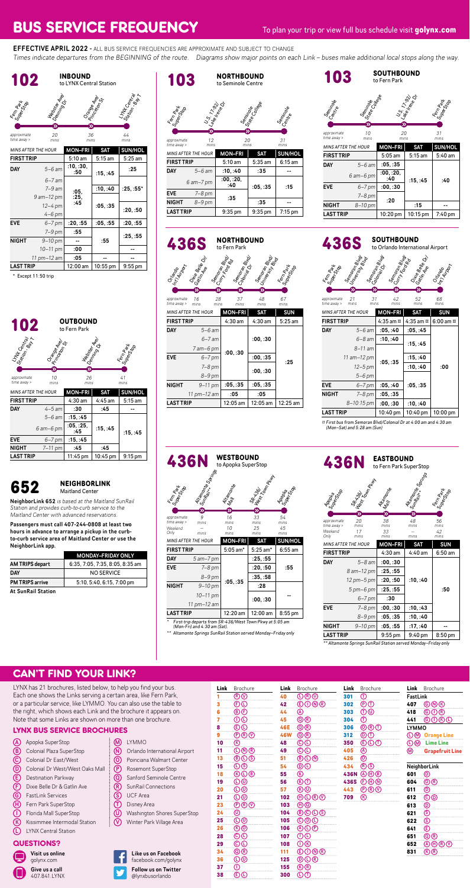# BUS SERVICE FREQUENCY

To plan your trip or view full bus schedule visit **golynx.com**

**EFFECTIVE APRIL 2022 -** ALL BUS SERVICE FREQUENCIES ARE APPROXIMATE AND SUBJECT TO CHANGE

*Times indicate departures from the BEGINNING of the route. Diagrams show major points on each Link – buses make additional local stops along the way.*

## 102 INBOUND to LYNX Central Station

Fern Park SuperStop » Webster Ave/ Denning Dr » Orange Ave/ Princeton St » LYNX Central Station - Bay T

approximate time away > 20 mins, 36 mins, 44 mins

| MINS AFTER THE HOUR | | MON–FRI | SAT | SUN/HOL |
|---|---|---|---|---|
| FIRST TRIP | | 5:10 am | 5:15 am | 5:25 am |
| DAY | 5–6 am | :10, :30, :50 | :15, :45 | :25 |
| | 6–7 am | :05, :25, :45 | | |
| | 7–9 am | | :10, :40 | :25, :55* |
| | 9 am–12 pm | | :05, :35 | |
| | 12–4 pm | | | :20, :50 |
| | 4–6 pm | | | |
| EVE | 6–7 pm | :20, :55 | :05, :55 | :20, :55 |
| | 7–9 pm | :55 | :55 | :25, :55 |
| NIGHT | 9–10 pm | -- | | |
| | 10–11 pm | :00 | | -- |
| | 11 pm–12 am | :05 | -- | -- |
| LAST TRIP | | 12:00 am | 10:55 pm | 9:55 pm |

\* Except 11:50 trip

## 102 OUTBOUND to Fern Park

LYNX Central Station - Bay T » Orange Ave/ Princeton St » Webster Ave/ Denning Dr » Fern Park SuperStop

approximate time away > 10 mins, 26 mins, 41 mins

| MINS AFTER THE HOUR | | MON–FRI | SAT | SUN/HOL |
|---|---|---|---|---|
| FIRST TRIP | | 4:30 am | 4:45 am | 5:15 am |
| DAY | 4–5 am | :30 | :45 | -- |
| | 5–6 am | :15, :45 | :15, :45 | :15, :45 |
| | 6 am–6 pm | :05, :25, :45 | | |
| EVE | 6–7 pm | :15, :45 | | |
| NIGHT | 7–11 pm | :45 | :45 | |
| LAST TRIP | | 11:45 pm | 10:45 pm | 9:15 pm |

## 652 NEIGHBORLINK Maitland Center

*NeighborLink 652 is based at the Maitland SunRail Station and provides curb-to-curb service to the Maitland Center with advanced reservations.*

**Passengers must call 407-244-0808 at least two hours in advance to arrange a pickup in the curb-to-curb service area of Maitland Center or use the NeighborLink app.**

| | MONDAY–FRIDAY ONLY |
|---|---|
| AM TRIPS depart | 6:35, 7:05, 7:35, 8:05, 8:35 am |
| DAY | NO SERVICE |
| PM TRIPS arrive | 5:10, 5:40, 6:15, 7:00 pm |

At SunRail Station

## 103 NORTHBOUND to Seminole Centre

Fern Park SuperStop » U.S. 17-92/ Lake Irene Dr » Seminole State College » Seminole Centre

approximate time away > 12 mins, 20 mins, 31 mins

| MINS AFTER THE HOUR | | MON–FRI | SAT | SUN/HOL |
|---|---|---|---|---|
| FIRST TRIP | | 5:10 am | 5:35 am | 6:15 am |
| DAY | 5–6 am | :10, :40 | :35 | -- |
| | 6 am–7 pm | :00, :20, :40 | :05, :35 | :15 |
| EVE | 7–8 pm | :35 | | |
| NIGHT | 8–9 pm | | :35 | -- |
| LAST TRIP | | 9:35 pm | 9:35 pm | 7:15 pm |

## 103 SOUTHBOUND to Fern Park

Seminole Centre » Seminole State College » U.S. 17-92/ Lake Irene Dr » Fern Park SuperStop

approximate time away > 10 mins, 20 mins, 31 mins

| MINS AFTER THE HOUR | | MON–FRI | SAT | SUN/HOL |
|---|---|---|---|---|
| FIRST TRIP | | 5:05 am | 5:15 am | 5:40 am |
| DAY | 5–6 am | :05, :35 | :15, :45 | :40 |
| | 6 am–6 pm | :00, :20, :40 | | |
| EVE | 6–7 pm | :00, :30 | | |
| | 7–8 pm | :20 | | |
| NIGHT | 8–10 pm | | :15 | -- |
| LAST TRIP | | 10:20 pm | 10:15 pm | 7:40 pm |

## 436S NORTHBOUND to Fern Park

Orlando Int'l Airport » Dixie Belle Dr/ Gatlin Ave » Semoran Blvd/ Curry Ford Rd » Semoran Blvd/ Colonial Dr » Semoran Blvd/ University Blvd » Fern Park SuperStop

approximate time away > 16 mins, 28 mins, 37 mins, 48 mins, 67 mins

| MINS AFTER THE HOUR | | MON–FRI | SAT | SUN |
|---|---|---|---|---|
| FIRST TRIP | | 4:30 am | 4:30 am | 5:25 am |
| DAY | 5–6 am | :00, :30 | | |
| | 6–7 am | | :00, :30 | |
| | 7 am–6 pm | | | |
| EVE | 6–7 pm | | :00, :35 | :25 |
| | 7–8 pm | | :00, :30 | |
| | 8–9 pm | | | |
| NIGHT | 9–11 pm | :05, :35 | :05, :35 | |
| | 11 pm–12 am | :05 | :05 | |
| LAST TRIP | | 12:05 am | 12:05 am | 12:25 am |

## 436S SOUTHBOUND to Orlando International Airport

Fern Park SuperStop » Semoran Blvd/ University Blvd » Semoran Blvd/ Colonial Dr » Semoran Blvd/ Curry Ford Rd » Dixie Belle Dr/ Gatlin Ave » Orlando Int'l Airport

approximate time away > 21 mins, 31 mins, 42 mins, 52 mins, 68 mins

| MINS AFTER THE HOUR | | MON–FRI | SAT | SUN |
|---|---|---|---|---|
| FIRST TRIP | | 4:35 am ¤ | 4:35 am ¤ | 6:00 am ¤ |
| DAY | 5–6 am | :05, :40 | :05, :45 | |
| | 6–8 am | :10, :40 | :15, :45 | |
| | 8–11 am | :05, :35 | | |
| | 11 am–12 pm | | :15, :40 | :00 |
| | 12–5 pm | | :10, :40 | |
| | 5–6 pm | | | |
| EVE | 6–7 pm | :05, :40 | :05, :35 | |
| NIGHT | 7–8 pm | :05, :35 | | |
| | 8–10:15 pm | :00, :30 | :10, :40 | |
| LAST TRIP | | 10:40 pm | 10:40 pm | 10:00 pm |

¤ First bus from Semoran Blvd/Colonial Dr at 4:00 am and 4:30 am (Mon–Sat) and 5:28 am (Sun)

## 436N WESTBOUND to Apopka SuperStop

Fern Park SuperStop » Altamonte Springs SunRail** » Altamonte Mall » SR-436/ West Town Pkwy » Apopka SuperStop

approximate time away > 9 mins, 16 mins, 33 mins, 54 mins
Weekend Only > --, 10 mins, 25 mins, 45 mins

| MINS AFTER THE HOUR | | MON–FRI | SAT | SUN/HOL |
|---|---|---|---|---|
| FIRST TRIP | | 5:05 am* | 5:25 am* | 6:55 am |
| DAY | 5 am–7 pm | | :25, :55 | |
| EVE | 7–8 pm | | :20, :50 | :55 |
| | 8–9 pm | :05, :35 | :35, :58 | |
| NIGHT | 9–10 pm | | :28 | |
| | 10–11 pm | | :00, :30 | -- |
| | 11 pm–12 am | | | |
| LAST TRIP | | 12:20 am | 12:00 am | 8:55 pm |

\* First trip departs from SR-436/West Town Pkwy at 5:05 am (Mon–Fri) and 4:30 am (Sat).

\*\* Altamonte Springs SunRail Station served Monday–Friday only

## 436N EASTBOUND to Fern Park SuperStop

Apopka SuperStop » SR-436/ West Town Pkwy » Altamonte Mall » Altamonte Springs SunRail** » Fern Park SuperStop

approximate time away > 20 mins, 38 mins, 48 mins, 56 mins
Weekend Only > 17 mins, 33 mins, --, 42 mins

| MINS AFTER THE HOUR | | MON–FRI | SAT | SUN |
|---|---|---|---|---|
| FIRST TRIP | | 4:30 am | 4:40 am | 6:50 am |
| DAY | 5–8 am | :00, :30 | | |
| | 8 am–12 pm | :25, :55 | | |
| | 12 pm–5 pm | :20, :50 | :10, :40 | :50 |
| | 5 pm–6 pm | :25, :55 | | |
| | 6–7 pm | :30 | | |
| EVE | 7–8 pm | :00, :30 | :10, :43 | |
| | 8–9 pm | :05, :35 | :10, :40 | |
| NIGHT | 9–10 pm | :05, :55 | :17, :40 | -- |
| LAST TRIP | | 9:55 pm | 9:40 pm | 8:50 pm |

\*\* Altamonte Springs SunRail Station served Monday–Friday only

## CAN'T FIND YOUR LINK?

LYNX has 21 brochures, listed below, to help you find your bus. Each one shows the Links serving a certain area, like Fern Park, or a particular service, like LYMMO. You can also use the table to the right, which shows each Link and the brochure it appears on. Note that some Links are shown on more than one brochure.

### LYNX BUS SERVICE BROCHURES

- Ⓐ Apopka SuperStop
- Ⓑ Colonial Plaza SuperStop
- Ⓒ Colonial Dr East/West
- Ⓓ Colonial Dr West/West Oaks Mall
- Ⓔ Destination Parkway
- Ⓕ Dixie Belle Dr & Gatlin Ave
- Ⓖ FastLink Services
- Ⓗ Fern Park SuperStop
- Ⓘ Florida Mall SuperStop
- Ⓚ Kissimmee Intermodal Station
- Ⓛ LYNX Central Station
- Ⓜ LYMMO
- Ⓝ Orlando International Airport
- Ⓞ Poinciana Walmart Center
- Ⓟ Rosemont SuperStop
- Ⓠ Sanford Seminole Centre
- Ⓡ SunRail Connections
- Ⓢ UCF Area
- Ⓣ Disney Area
- Ⓤ Washington Shores SuperStop
- Ⓥ Winter Park Village Area

### QUESTIONS?

Visit us online golynx.com

Give us a call 407.841.LYNX

Like us on Facebook facebook.com/golynx

Follow us on Twitter @lynxbusorlando

| Link | Brochure |
|---|---|
| 1 | ⓇⓋ |
| 3 | ⒻⓁ |
| 6 | ⒷⒻ |
| 7 | ⒾⓊ |
| 8 | ⒺⓁ |
| 9 | ⓅⓇⓋ |
| 10 | Ⓚ |
| 11 | ⓁⓃⓇ |
| 13 | ⒷⒸⓈ |
| 15 | ⒸⓈ |
| 18 | ⓀⓁⓇ |
| 19 | ⒹⓊ |
| 20 | ⒹⓊ |
| 21 | ⒹⓊ |
| 23 | ⓅⓇⓋ |
| 24 | Ⓓ |
| 25 | ⒹⓊ |
| 26 | ⓀⓇ |
| 28 | ⒸⓁ |
| 29 | ⒸⓁ |
| 34 | ⓆⓇ |
| 36 | ⒹⓊ |
| 37 | Ⓘ |
| 38 | ⒺⓁ |
| 40 | ⓁⓇⓊ |
| 42 | ⒺⒾⓃⓇ |
| 44 | Ⓐ |
| 45 | ⓆⓇ |
| 46E | ⓆⓇ |
| 46W | ⓆⓇ |
| 48 | ⒸⓁ |
| 49 | ⒸⓁ |
| 51 | ⒷⓁⓃ |
| 54 | ⒹⓁ |
| 55 | Ⓚ |
| 56 | ⓀⓉ |
| 57 | ⓀⓊ |
| 102 | ⒽⓁⓇⓋ |
| 103 | ⒽⓆ |
| 104 | ⒷⒸⓁⓈ |
| 105 | ⒸⒹⓁ |
| 106 | ⒶⓁⓅ |
| 107 | ⒾⓁ |
| 108 | ⒾⓀ |
| 111 | ⒺⒾⓃⓇ |
| 125 | ⒹⓁⓇ |
| 155 | ⓀⓇ |
| 300 | ⓁⓉ |
| 301 | Ⓣ |
| 302 | ⓅⓉ |
| 303 | ⓉⓊ |
| 304 | Ⓣ |
| 306 | ⓄⓇⓉ |
| 312 | ⒹⓉ |
| 350 | ⒺⓁⓉ |
| 405 | Ⓐ |
| 426 | Ⓞ |
| 434 | ⓇⓈ |
| 436N | ⒶⒽⓇ |
| 436S | ⒻⒽⓃ |
| 443 | ⓅⓇⓋ |
| 709 | Ⓚ |

| Link | Brochure |
|---|---|
| **FastLink** | |
| 407 | ⒼⓃⓀ |
| 418 | ⒼⒾⓇ |
| 441 | ⒼⒾⓀⓁ |
| **LYMMO** | |
| ⓁⓂ | **Orange Line** |
| ⓁⓂ | **Lime Line** |
| Ⓜ | **Grapefruit Line** |
| **NeighborLink** | |
| 601 | Ⓞ |
| 604 | ⓄⓇ |
| 611 | Ⓓ |
| 612 | ⒸⒹ |
| 613 | Ⓓ |
| 621 | Ⓢ |
| 622 | Ⓢ |
| 641 | Ⓔ |
| 651 | ⒹⓇ |
| 652 | ⒶⒽⓇⓋ |
| 831 | ⓀⓇ |